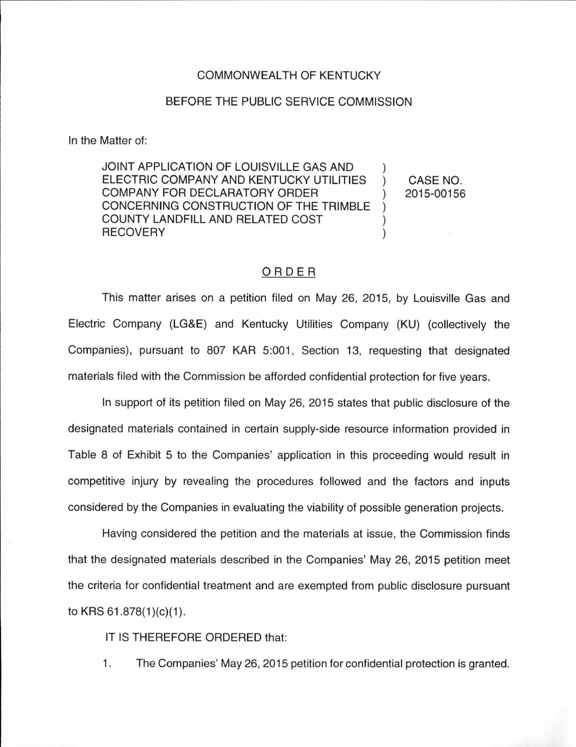COMMONWEALTH OF KENTUCKY

BEFORE THE PUBLIC SERVICE COMMISSION

In the Matter of:

| | | |
|---|---|---|
| JOINT APPLICATION OF LOUISVILLE GAS AND ELECTRIC COMPANY AND KENTUCKY UTILITIES COMPANY FOR DECLARATORY ORDER CONCERNING CONSTRUCTION OF THE TRIMBLE COUNTY LANDFILL AND RELATED COST RECOVERY | ) ) ) ) ) ) | CASE NO. 2015-00156 |

ORDER

This matter arises on a petition filed on May 26, 2015, by Louisville Gas and Electric Company (LG&E) and Kentucky Utilities Company (KU) (collectively the Companies), pursuant to 807 KAR 5:001, Section 13, requesting that designated materials filed with the Commission be afforded confidential protection for five years.

In support of its petition filed on May 26, 2015 states that public disclosure of the designated materials contained in certain supply-side resource information provided in Table 8 of Exhibit 5 to the Companies' application in this proceeding would result in competitive injury by revealing the procedures followed and the factors and inputs considered by the Companies in evaluating the viability of possible generation projects.

Having considered the petition and the materials at issue, the Commission finds that the designated materials described in the Companies' May 26, 2015 petition meet the criteria for confidential treatment and are exempted from public disclosure pursuant to KRS 61.878(1)(c)(1).

IT IS THEREFORE ORDERED that:

1. The Companies' May 26, 2015 petition for confidential protection is granted.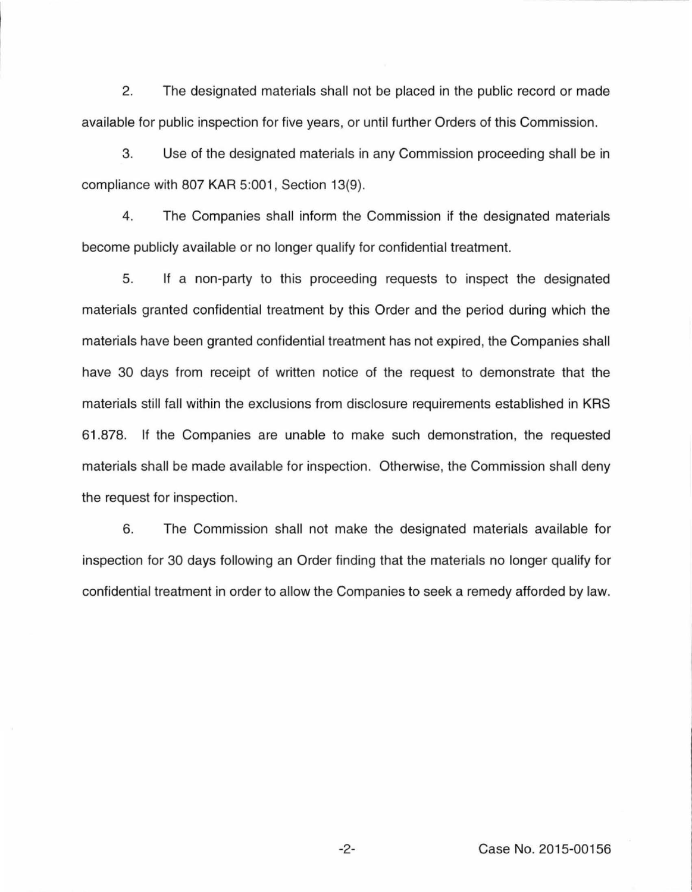2. The designated materials shall not be placed in the public record or made available for public inspection for five years, or until further Orders of this Commission.

3. Use of the designated materials in any Commission proceeding shall be in compliance with 807 KAR 5:001, Section 13(9).

4. The Companies shall inform the Commission if the designated materials become publicly available or no longer qualify for confidential treatment.

5. If a non-party to this proceeding requests to inspect the designated materials granted confidential treatment by this Order and the period during which the materials have been granted confidential treatment has not expired, the Companies shall have 30 days from receipt of written notice of the request to demonstrate that the materials still fall within the exclusions from disclosure requirements established in KRS 61.878. If the Companies are unable to make such demonstration, the requested materials shall be made available for inspection. Otherwise, the Commission shall deny the request for inspection.

6. The Commission shall not make the designated materials available for inspection for 30 days following an Order finding that the materials no longer qualify for confidential treatment in order to allow the Companies to seek a remedy afforded by law.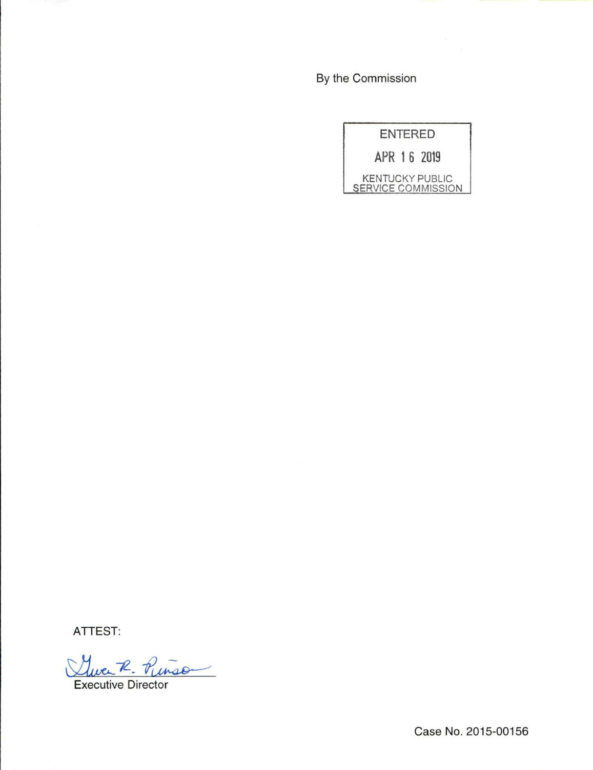By the Commission

ENTERED

APR 16 2019

KENTUCKY PUBLIC SERVICE COMMISSION

ATTEST:

Gwen R. Pinson

Executive Director

Case No. 2015-00156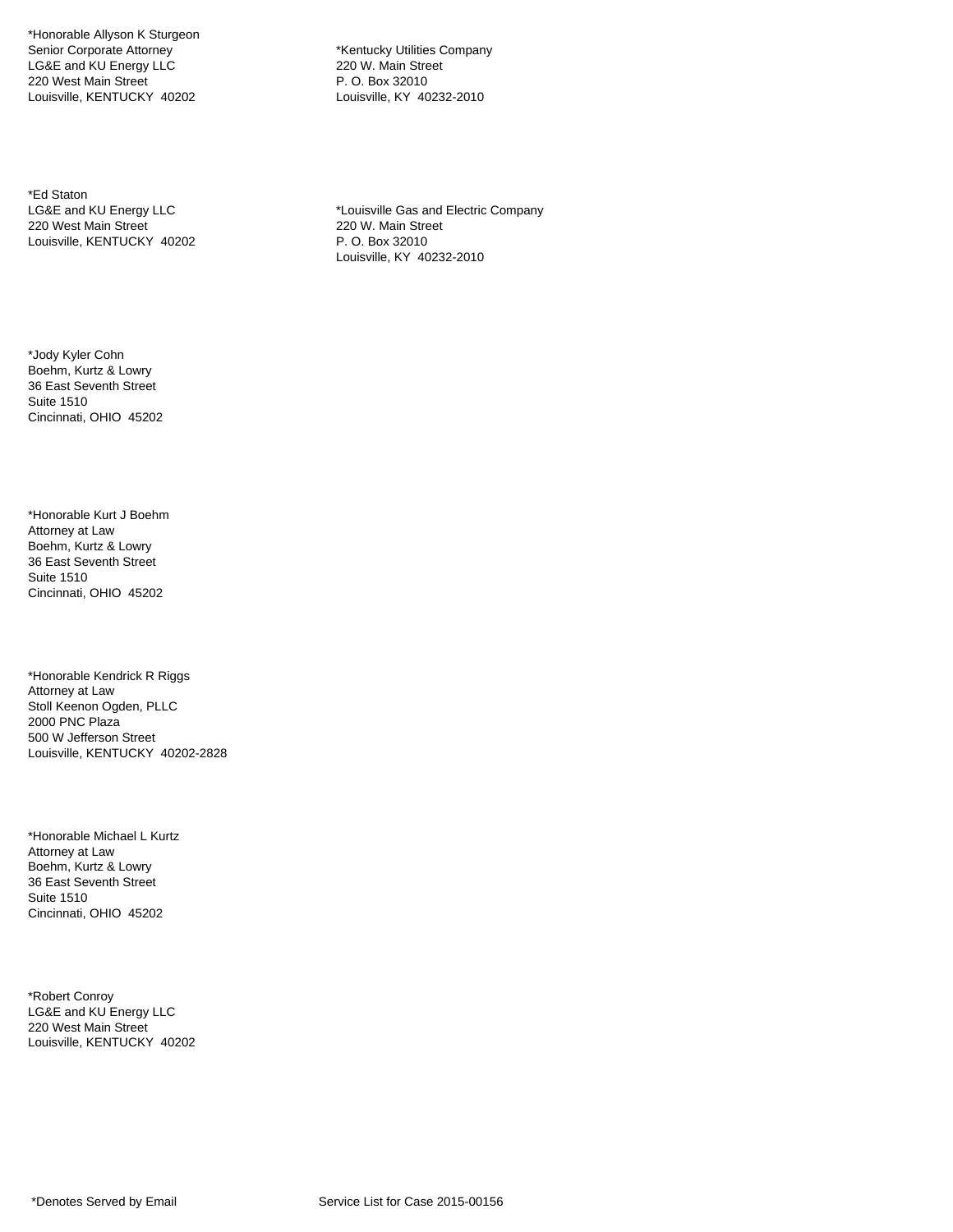*Honorable Allyson K Sturgeon
Senior Corporate Attorney
LG&E and KU Energy LLC
220 West Main Street
Louisville, KENTUCKY  40202

*Kentucky Utilities Company
220 W. Main Street
P. O. Box 32010
Louisville, KY  40232-2010

*Ed Staton
LG&E and KU Energy LLC
220 West Main Street
Louisville, KENTUCKY  40202

*Louisville Gas and Electric Company
220 W. Main Street
P. O. Box 32010
Louisville, KY  40232-2010

*Jody Kyler Cohn
Boehm, Kurtz & Lowry
36 East Seventh Street
Suite 1510
Cincinnati, OHIO  45202

*Honorable Kurt J Boehm
Attorney at Law
Boehm, Kurtz & Lowry
36 East Seventh Street
Suite 1510
Cincinnati, OHIO  45202

*Honorable Kendrick R Riggs
Attorney at Law
Stoll Keenon Ogden, PLLC
2000 PNC Plaza
500 W Jefferson Street
Louisville, KENTUCKY  40202-2828

*Honorable Michael L Kurtz
Attorney at Law
Boehm, Kurtz & Lowry
36 East Seventh Street
Suite 1510
Cincinnati, OHIO  45202

*Robert Conroy
LG&E and KU Energy LLC
220 West Main Street
Louisville, KENTUCKY  40202

*Denotes Served by Email

Service List for Case 2015-00156